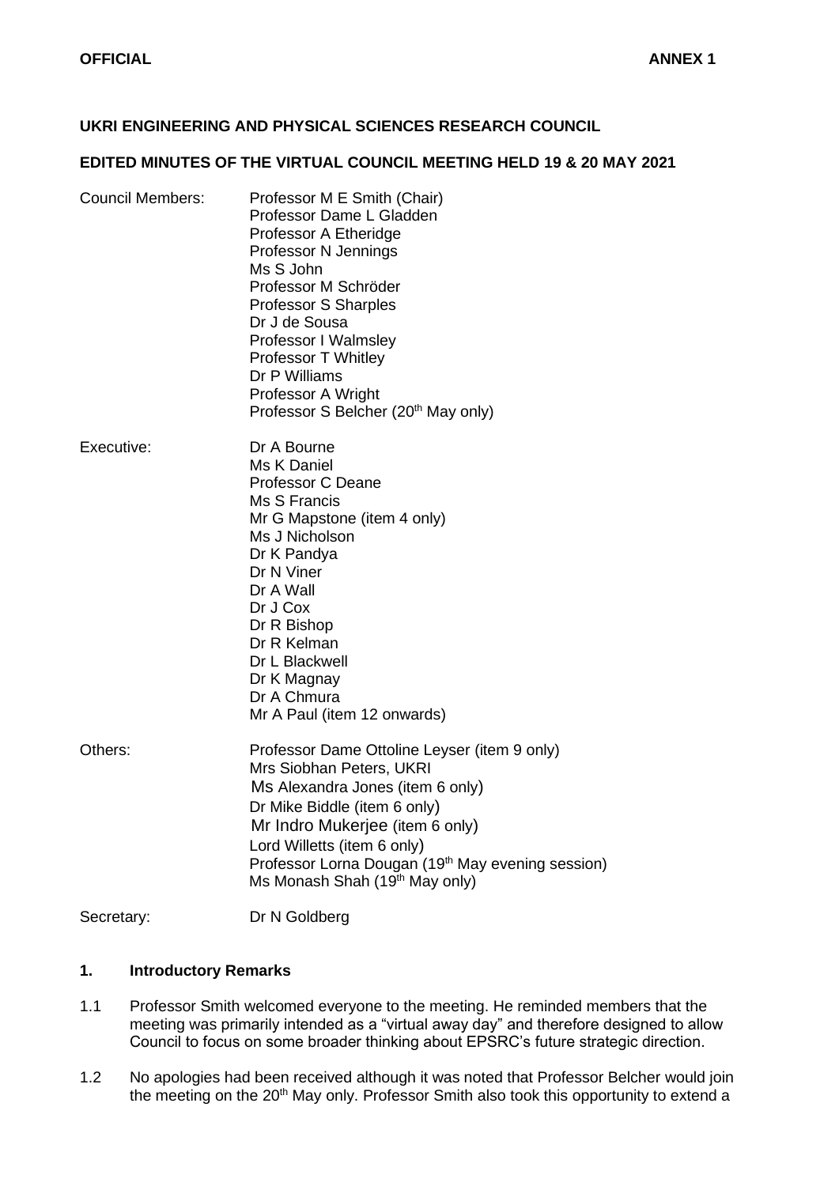**OFFICIAL** **ANNEX 1**

## UKRI ENGINEERING AND PHYSICAL SCIENCES RESEARCH COUNCIL

## EDITED MINUTES OF THE VIRTUAL COUNCIL MEETING HELD 19 & 20 MAY 2021

| | |
|---|---|
| Council Members: | Professor M E Smith (Chair)<br>Professor Dame L Gladden<br>Professor A Etheridge<br>Professor N Jennings<br>Ms S John<br>Professor M Schröder<br>Professor S Sharples<br>Dr J de Sousa<br>Professor I Walmsley<br>Professor T Whitley<br>Dr P Williams<br>Professor A Wright<br>Professor S Belcher (20th May only) |
| Executive: | Dr A Bourne<br>Ms K Daniel<br>Professor C Deane<br>Ms S Francis<br>Mr G Mapstone (item 4 only)<br>Ms J Nicholson<br>Dr K Pandya<br>Dr N Viner<br>Dr A Wall<br>Dr J Cox<br>Dr R Bishop<br>Dr R Kelman<br>Dr L Blackwell<br>Dr K Magnay<br>Dr A Chmura<br>Mr A Paul (item 12 onwards) |
| Others: | Professor Dame Ottoline Leyser (item 9 only)<br>Mrs Siobhan Peters, UKRI<br>Ms Alexandra Jones (item 6 only)<br>Dr Mike Biddle (item 6 only)<br>Mr Indro Mukerjee (item 6 only)<br>Lord Willetts (item 6 only)<br>Professor Lorna Dougan (19th May evening session)<br>Ms Monash Shah (19th May only) |
| Secretary: | Dr N Goldberg |

### 1. Introductory Remarks

1.1 Professor Smith welcomed everyone to the meeting. He reminded members that the meeting was primarily intended as a "virtual away day" and therefore designed to allow Council to focus on some broader thinking about EPSRC's future strategic direction.

1.2 No apologies had been received although it was noted that Professor Belcher would join the meeting on the 20th May only. Professor Smith also took this opportunity to extend a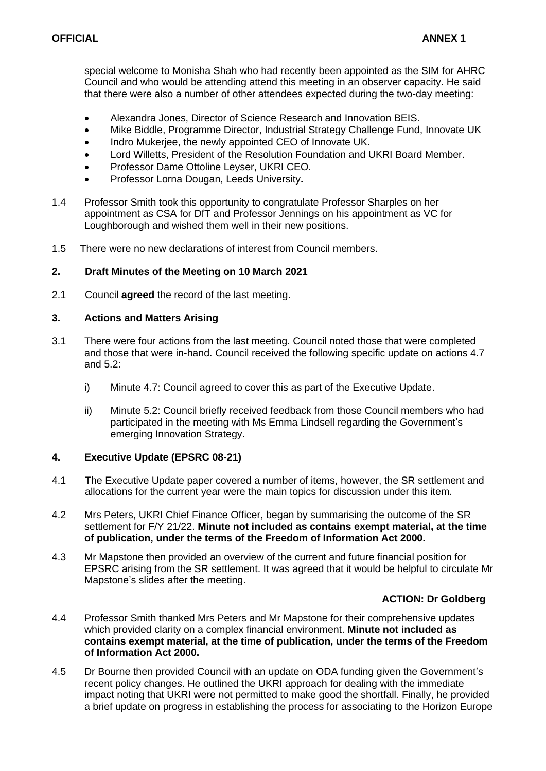special welcome to Monisha Shah who had recently been appointed as the SIM for AHRC Council and who would be attending attend this meeting in an observer capacity. He said that there were also a number of other attendees expected during the two-day meeting:

- Alexandra Jones, Director of Science Research and Innovation BEIS.
- Mike Biddle, Programme Director, Industrial Strategy Challenge Fund, Innovate UK
- Indro Mukerjee, the newly appointed CEO of Innovate UK.
- Lord Willetts, President of the Resolution Foundation and UKRI Board Member.
- Professor Dame Ottoline Leyser, UKRI CEO.
- Professor Lorna Dougan, Leeds University**.**

1.4 Professor Smith took this opportunity to congratulate Professor Sharples on her appointment as CSA for DfT and Professor Jennings on his appointment as VC for Loughborough and wished them well in their new positions.

1.5 There were no new declarations of interest from Council members.

## 2. Draft Minutes of the Meeting on 10 March 2021

2.1 Council **agreed** the record of the last meeting.

## 3. Actions and Matters Arising

3.1 There were four actions from the last meeting. Council noted those that were completed and those that were in-hand. Council received the following specific update on actions 4.7 and 5.2:

i) Minute 4.7: Council agreed to cover this as part of the Executive Update.

ii) Minute 5.2: Council briefly received feedback from those Council members who had participated in the meeting with Ms Emma Lindsell regarding the Government's emerging Innovation Strategy.

## 4. Executive Update (EPSRC 08-21)

4.1 The Executive Update paper covered a number of items, however, the SR settlement and allocations for the current year were the main topics for discussion under this item.

4.2 Mrs Peters, UKRI Chief Finance Officer, began by summarising the outcome of the SR settlement for F/Y 21/22. **Minute not included as contains exempt material, at the time of publication, under the terms of the Freedom of Information Act 2000.**

4.3 Mr Mapstone then provided an overview of the current and future financial position for EPSRC arising from the SR settlement. It was agreed that it would be helpful to circulate Mr Mapstone's slides after the meeting.

**ACTION: Dr Goldberg**

4.4 Professor Smith thanked Mrs Peters and Mr Mapstone for their comprehensive updates which provided clarity on a complex financial environment. **Minute not included as contains exempt material, at the time of publication, under the terms of the Freedom of Information Act 2000.**

4.5 Dr Bourne then provided Council with an update on ODA funding given the Government's recent policy changes. He outlined the UKRI approach for dealing with the immediate impact noting that UKRI were not permitted to make good the shortfall. Finally, he provided a brief update on progress in establishing the process for associating to the Horizon Europe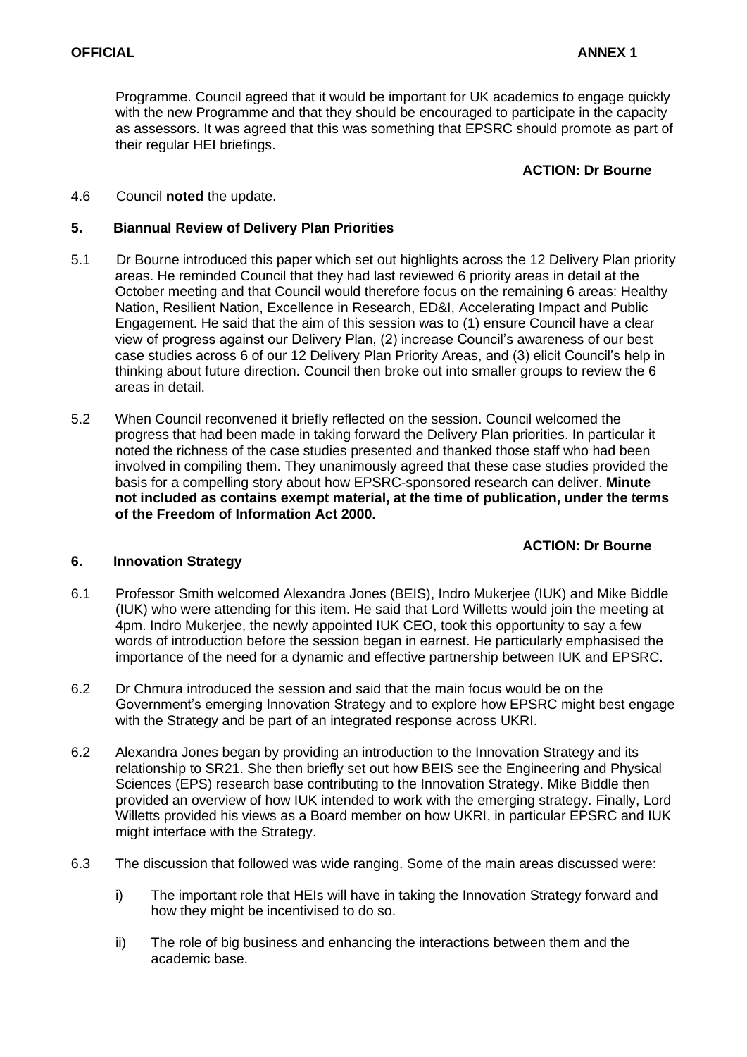Programme. Council agreed that it would be important for UK academics to engage quickly with the new Programme and that they should be encouraged to participate in the capacity as assessors. It was agreed that this was something that EPSRC should promote as part of their regular HEI briefings.

**ACTION: Dr Bourne**

4.6 Council **noted** the update.

## 5. Biannual Review of Delivery Plan Priorities

5.1 Dr Bourne introduced this paper which set out highlights across the 12 Delivery Plan priority areas. He reminded Council that they had last reviewed 6 priority areas in detail at the October meeting and that Council would therefore focus on the remaining 6 areas: Healthy Nation, Resilient Nation, Excellence in Research, ED&I, Accelerating Impact and Public Engagement. He said that the aim of this session was to (1) ensure Council have a clear view of progress against our Delivery Plan, (2) increase Council's awareness of our best case studies across 6 of our 12 Delivery Plan Priority Areas, and (3) elicit Council's help in thinking about future direction. Council then broke out into smaller groups to review the 6 areas in detail.

5.2 When Council reconvened it briefly reflected on the session. Council welcomed the progress that had been made in taking forward the Delivery Plan priorities. In particular it noted the richness of the case studies presented and thanked those staff who had been involved in compiling them. They unanimously agreed that these case studies provided the basis for a compelling story about how EPSRC-sponsored research can deliver. **Minute not included as contains exempt material, at the time of publication, under the terms of the Freedom of Information Act 2000.**

**ACTION: Dr Bourne**

## 6. Innovation Strategy

6.1 Professor Smith welcomed Alexandra Jones (BEIS), Indro Mukerjee (IUK) and Mike Biddle (IUK) who were attending for this item. He said that Lord Willetts would join the meeting at 4pm. Indro Mukerjee, the newly appointed IUK CEO, took this opportunity to say a few words of introduction before the session began in earnest. He particularly emphasised the importance of the need for a dynamic and effective partnership between IUK and EPSRC.

6.2 Dr Chmura introduced the session and said that the main focus would be on the Government's emerging Innovation Strategy and to explore how EPSRC might best engage with the Strategy and be part of an integrated response across UKRI.

6.2 Alexandra Jones began by providing an introduction to the Innovation Strategy and its relationship to SR21. She then briefly set out how BEIS see the Engineering and Physical Sciences (EPS) research base contributing to the Innovation Strategy. Mike Biddle then provided an overview of how IUK intended to work with the emerging strategy. Finally, Lord Willetts provided his views as a Board member on how UKRI, in particular EPSRC and IUK might interface with the Strategy.

6.3 The discussion that followed was wide ranging. Some of the main areas discussed were:

i) The important role that HEIs will have in taking the Innovation Strategy forward and how they might be incentivised to do so.

ii) The role of big business and enhancing the interactions between them and the academic base.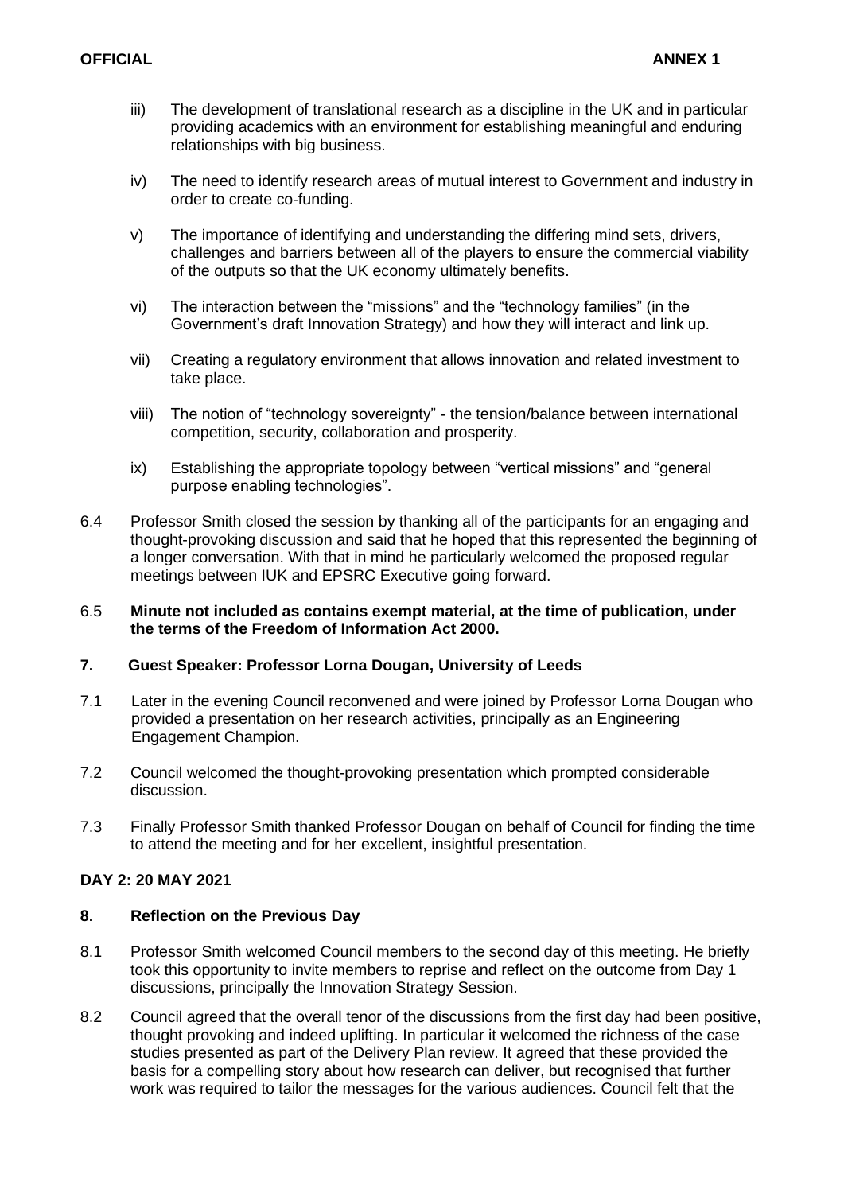iii) The development of translational research as a discipline in the UK and in particular providing academics with an environment for establishing meaningful and enduring relationships with big business.

iv) The need to identify research areas of mutual interest to Government and industry in order to create co-funding.

v) The importance of identifying and understanding the differing mind sets, drivers, challenges and barriers between all of the players to ensure the commercial viability of the outputs so that the UK economy ultimately benefits.

vi) The interaction between the "missions" and the "technology families" (in the Government's draft Innovation Strategy) and how they will interact and link up.

vii) Creating a regulatory environment that allows innovation and related investment to take place.

viii) The notion of "technology sovereignty" - the tension/balance between international competition, security, collaboration and prosperity.

ix) Establishing the appropriate topology between "vertical missions" and "general purpose enabling technologies".

6.4 Professor Smith closed the session by thanking all of the participants for an engaging and thought-provoking discussion and said that he hoped that this represented the beginning of a longer conversation. With that in mind he particularly welcomed the proposed regular meetings between IUK and EPSRC Executive going forward.

6.5 **Minute not included as contains exempt material, at the time of publication, under the terms of the Freedom of Information Act 2000.**

## 7. Guest Speaker: Professor Lorna Dougan, University of Leeds

7.1 Later in the evening Council reconvened and were joined by Professor Lorna Dougan who provided a presentation on her research activities, principally as an Engineering Engagement Champion.

7.2 Council welcomed the thought-provoking presentation which prompted considerable discussion.

7.3 Finally Professor Smith thanked Professor Dougan on behalf of Council for finding the time to attend the meeting and for her excellent, insightful presentation.

## DAY 2: 20 MAY 2021

## 8. Reflection on the Previous Day

8.1 Professor Smith welcomed Council members to the second day of this meeting. He briefly took this opportunity to invite members to reprise and reflect on the outcome from Day 1 discussions, principally the Innovation Strategy Session.

8.2 Council agreed that the overall tenor of the discussions from the first day had been positive, thought provoking and indeed uplifting. In particular it welcomed the richness of the case studies presented as part of the Delivery Plan review. It agreed that these provided the basis for a compelling story about how research can deliver, but recognised that further work was required to tailor the messages for the various audiences. Council felt that the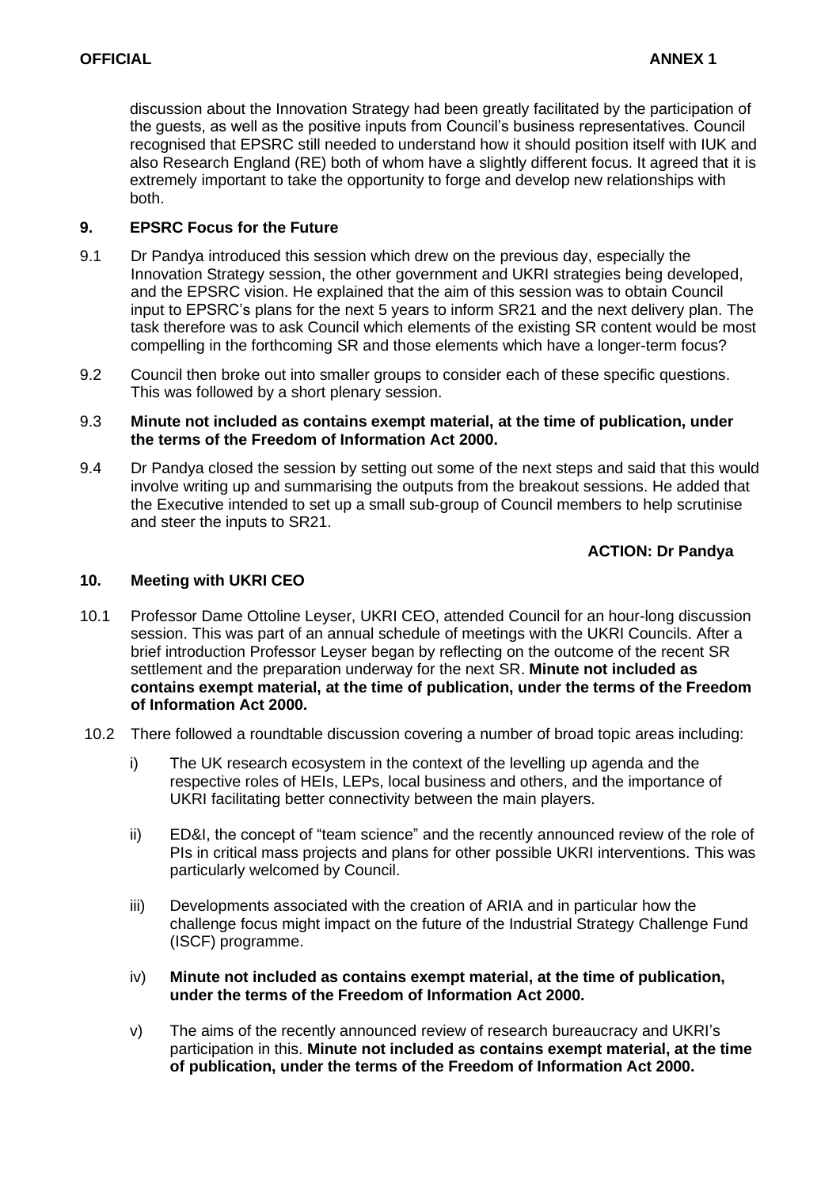discussion about the Innovation Strategy had been greatly facilitated by the participation of the guests, as well as the positive inputs from Council's business representatives. Council recognised that EPSRC still needed to understand how it should position itself with IUK and also Research England (RE) both of whom have a slightly different focus. It agreed that it is extremely important to take the opportunity to forge and develop new relationships with both.

## 9. EPSRC Focus for the Future

9.1 Dr Pandya introduced this session which drew on the previous day, especially the Innovation Strategy session, the other government and UKRI strategies being developed, and the EPSRC vision. He explained that the aim of this session was to obtain Council input to EPSRC's plans for the next 5 years to inform SR21 and the next delivery plan. The task therefore was to ask Council which elements of the existing SR content would be most compelling in the forthcoming SR and those elements which have a longer-term focus?

9.2 Council then broke out into smaller groups to consider each of these specific questions. This was followed by a short plenary session.

9.3 **Minute not included as contains exempt material, at the time of publication, under the terms of the Freedom of Information Act 2000.**

9.4 Dr Pandya closed the session by setting out some of the next steps and said that this would involve writing up and summarising the outputs from the breakout sessions. He added that the Executive intended to set up a small sub-group of Council members to help scrutinise and steer the inputs to SR21.

**ACTION: Dr Pandya**

## 10. Meeting with UKRI CEO

10.1 Professor Dame Ottoline Leyser, UKRI CEO, attended Council for an hour-long discussion session. This was part of an annual schedule of meetings with the UKRI Councils. After a brief introduction Professor Leyser began by reflecting on the outcome of the recent SR settlement and the preparation underway for the next SR. **Minute not included as contains exempt material, at the time of publication, under the terms of the Freedom of Information Act 2000.**

10.2 There followed a roundtable discussion covering a number of broad topic areas including:

i) The UK research ecosystem in the context of the levelling up agenda and the respective roles of HEIs, LEPs, local business and others, and the importance of UKRI facilitating better connectivity between the main players.

ii) ED&I, the concept of "team science" and the recently announced review of the role of PIs in critical mass projects and plans for other possible UKRI interventions. This was particularly welcomed by Council.

iii) Developments associated with the creation of ARIA and in particular how the challenge focus might impact on the future of the Industrial Strategy Challenge Fund (ISCF) programme.

iv) **Minute not included as contains exempt material, at the time of publication, under the terms of the Freedom of Information Act 2000.**

v) The aims of the recently announced review of research bureaucracy and UKRI's participation in this. **Minute not included as contains exempt material, at the time of publication, under the terms of the Freedom of Information Act 2000.**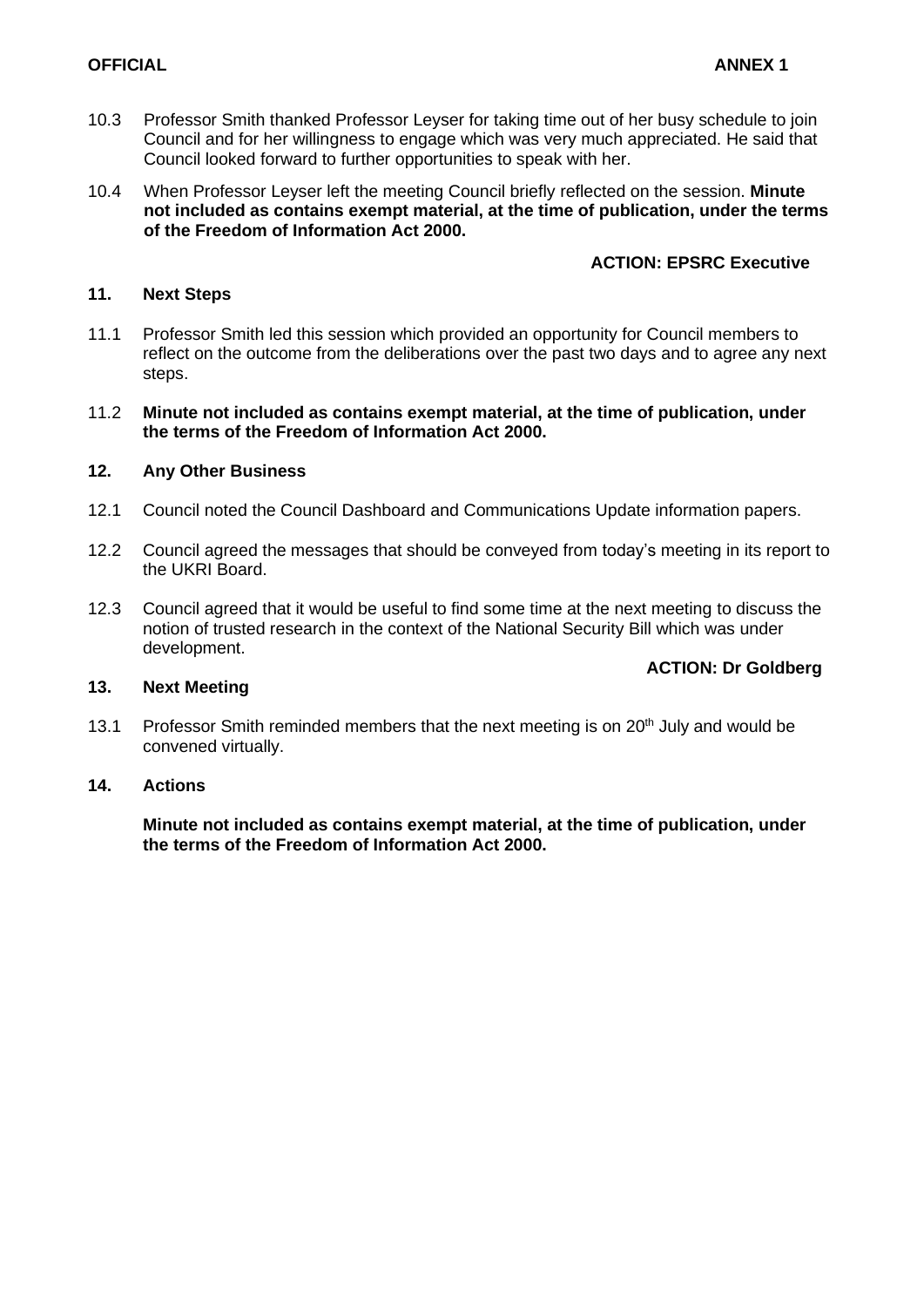10.3 Professor Smith thanked Professor Leyser for taking time out of her busy schedule to join Council and for her willingness to engage which was very much appreciated. He said that Council looked forward to further opportunities to speak with her.

10.4 When Professor Leyser left the meeting Council briefly reflected on the session. **Minute not included as contains exempt material, at the time of publication, under the terms of the Freedom of Information Act 2000.**

**ACTION: EPSRC Executive**

## 11. Next Steps

11.1 Professor Smith led this session which provided an opportunity for Council members to reflect on the outcome from the deliberations over the past two days and to agree any next steps.

11.2 **Minute not included as contains exempt material, at the time of publication, under the terms of the Freedom of Information Act 2000.**

## 12. Any Other Business

12.1 Council noted the Council Dashboard and Communications Update information papers.

12.2 Council agreed the messages that should be conveyed from today's meeting in its report to the UKRI Board.

12.3 Council agreed that it would be useful to find some time at the next meeting to discuss the notion of trusted research in the context of the National Security Bill which was under development.

**ACTION: Dr Goldberg**

## 13. Next Meeting

13.1 Professor Smith reminded members that the next meeting is on 20th July and would be convened virtually.

## 14. Actions

**Minute not included as contains exempt material, at the time of publication, under the terms of the Freedom of Information Act 2000.**